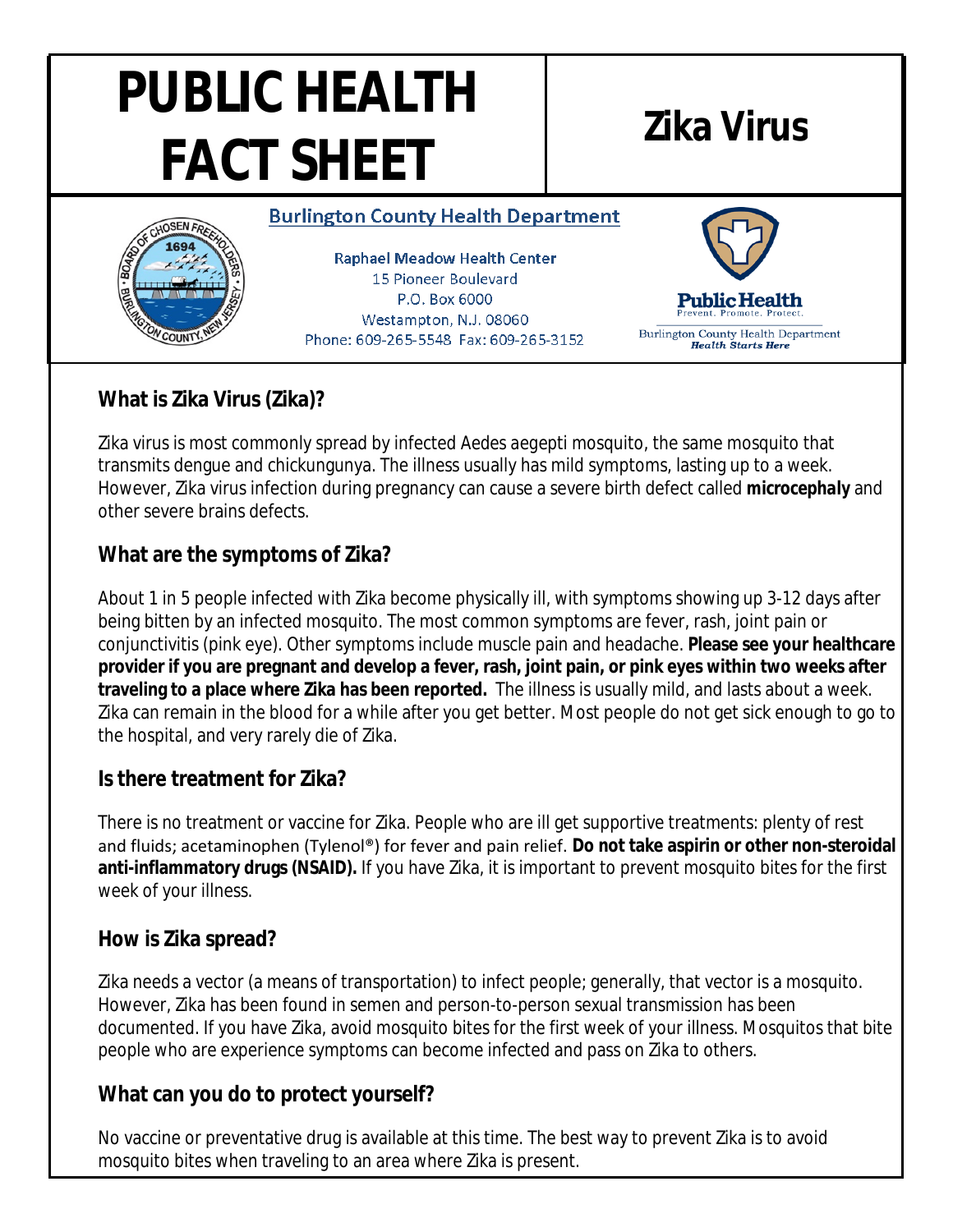# PUBLIC HEALTH FACT SHEET

# Zika Virus

**Burlington County Health Department**

Raphael Meadow Health Center
15 Pioneer Boulevard
P.O. Box 6000
Westampton, N.J. 08060
Phone: 609-265-5548 Fax: 609-265-3152

Public Health
Prevent. Promote. Protect.
Burlington County Health Department
*Health Starts Here*

## What is Zika Virus (Zika)?

Zika virus is most commonly spread by infected Aedes aegepti mosquito, the same mosquito that transmits dengue and chickungunya. The illness usually has mild symptoms, lasting up to a week. However, Zika virus infection during pregnancy can cause a severe birth defect called **microcephaly** and other severe brains defects.

## What are the symptoms of Zika?

About 1 in 5 people infected with Zika become physically ill, with symptoms showing up 3-12 days after being bitten by an infected mosquito. The most common symptoms are fever, rash, joint pain or conjunctivitis (pink eye). Other symptoms include muscle pain and headache. **Please see your healthcare provider if you are pregnant and develop a fever, rash, joint pain, or pink eyes within two weeks after traveling to a place where Zika has been reported.** The illness is usually mild, and lasts about a week. Zika can remain in the blood for a while after you get better. Most people do not get sick enough to go to the hospital, and very rarely die of Zika.

## Is there treatment for Zika?

There is no treatment or vaccine for Zika. People who are ill get supportive treatments: plenty of rest and fluids; acetaminophen (Tylenol®) for fever and pain relief. **Do not take aspirin or other non-steroidal anti-inflammatory drugs (NSAID).** If you have Zika, it is important to prevent mosquito bites for the first week of your illness.

## How is Zika spread?

Zika needs a vector (a means of transportation) to infect people; generally, that vector is a mosquito. However, Zika has been found in semen and person-to-person sexual transmission has been documented. If you have Zika, avoid mosquito bites for the first week of your illness. Mosquitos that bite people who are experience symptoms can become infected and pass on Zika to others.

## What can you do to protect yourself?

No vaccine or preventative drug is available at this time. The best way to prevent Zika is to avoid mosquito bites when traveling to an area where Zika is present.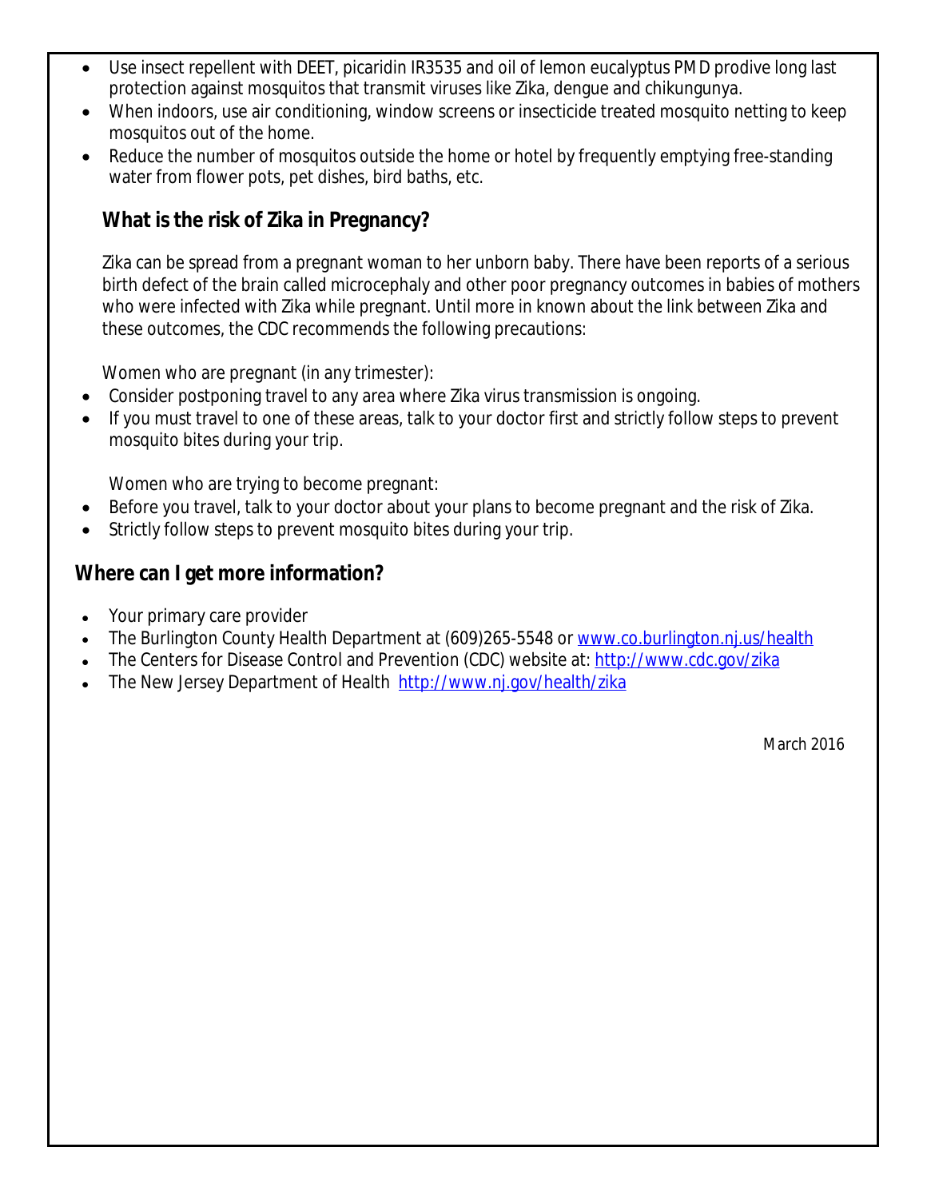- Use insect repellent with DEET, picaridin IR3535 and oil of lemon eucalyptus PMD prodive long last protection against mosquitos that transmit viruses like Zika, dengue and chikungunya.
- When indoors, use air conditioning, window screens or insecticide treated mosquito netting to keep mosquitos out of the home.
- Reduce the number of mosquitos outside the home or hotel by frequently emptying free-standing water from flower pots, pet dishes, bird baths, etc.

## What is the risk of Zika in Pregnancy?

Zika can be spread from a pregnant woman to her unborn baby. There have been reports of a serious birth defect of the brain called microcephaly and other poor pregnancy outcomes in babies of mothers who were infected with Zika while pregnant. Until more in known about the link between Zika and these outcomes, the CDC recommends the following precautions:

Women who are pregnant (in any trimester):

- Consider postponing travel to any area where Zika virus transmission is ongoing.
- If you must travel to one of these areas, talk to your doctor first and strictly follow steps to prevent mosquito bites during your trip.

Women who are trying to become pregnant:

- Before you travel, talk to your doctor about your plans to become pregnant and the risk of Zika.
- Strictly follow steps to prevent mosquito bites during your trip.

## Where can I get more information?

- Your primary care provider
- The Burlington County Health Department at (609)265-5548 or www.co.burlington.nj.us/health
- The Centers for Disease Control and Prevention (CDC) website at: http://www.cdc.gov/zika
- The New Jersey Department of Health http://www.nj.gov/health/zika

March 2016